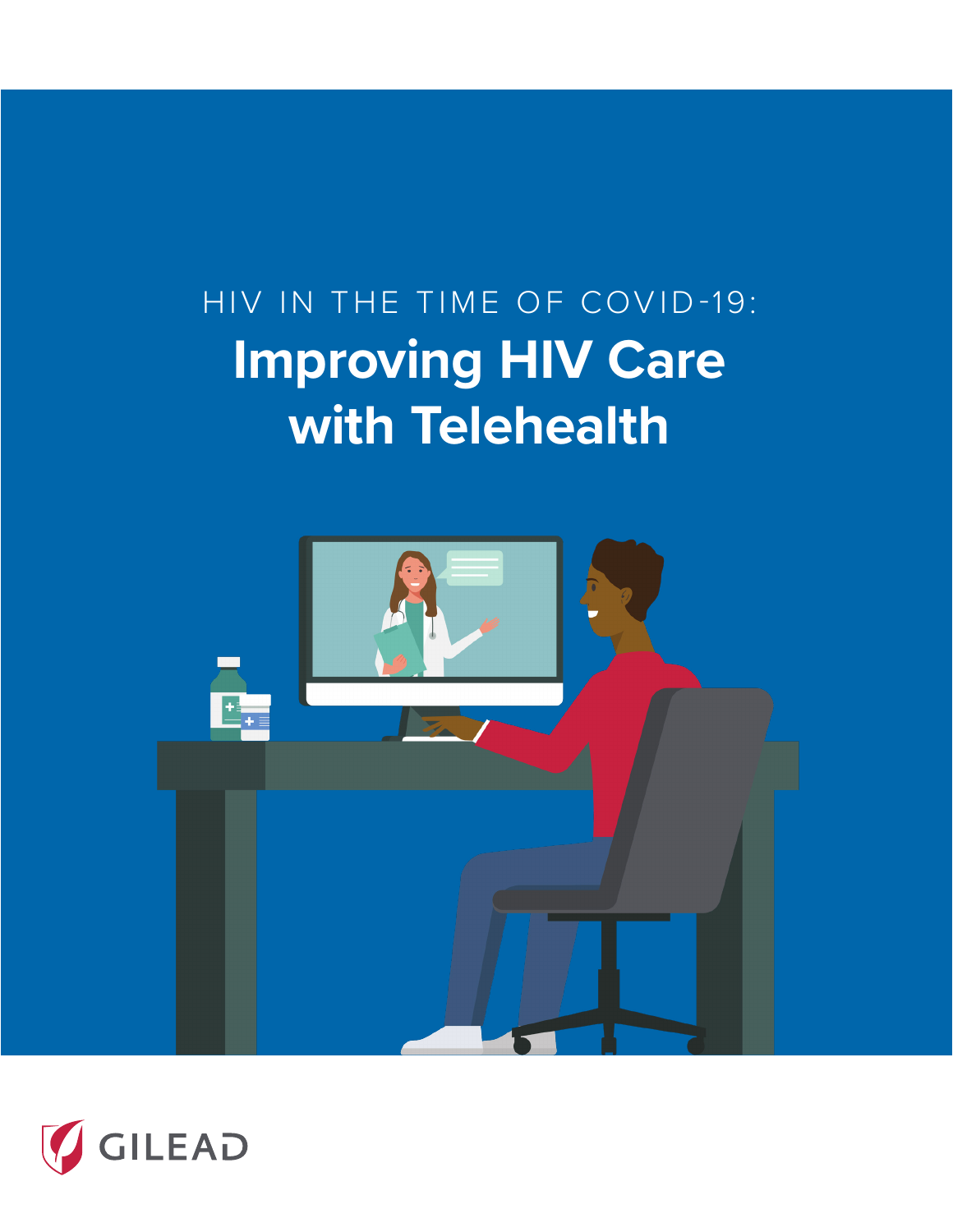HIV IN THE TIME OF COVID-19:

# Improving HIV Care with Telehealth

GILEAD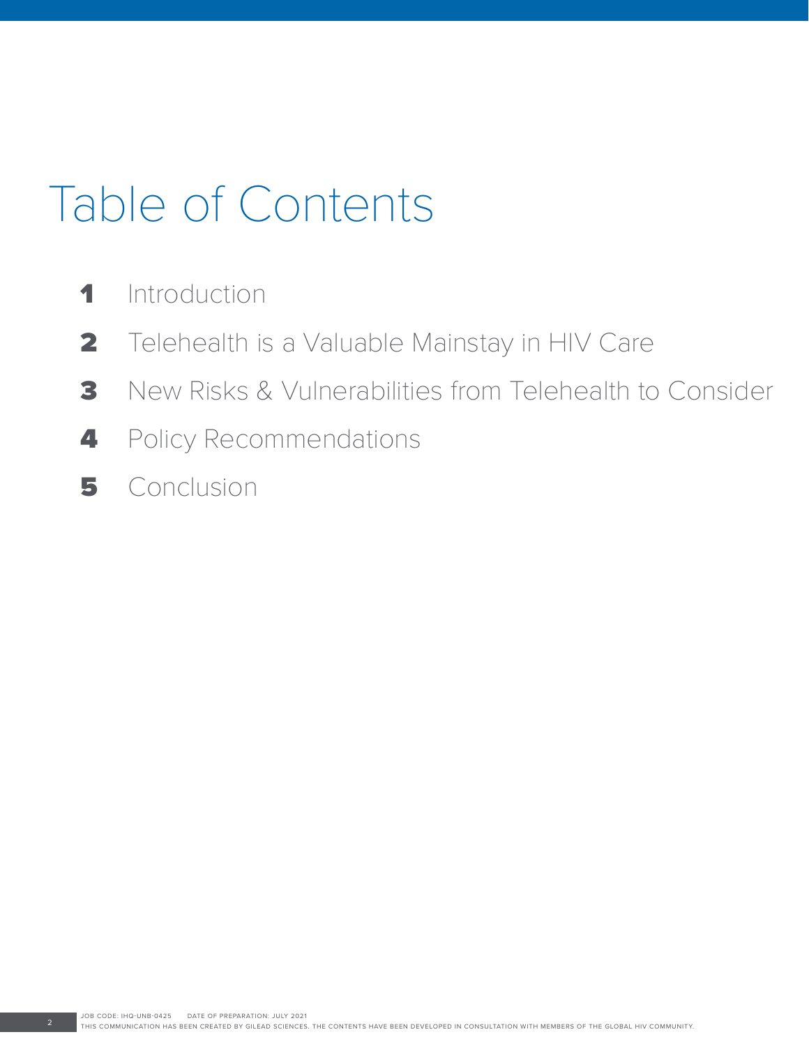# Table of Contents

1. Introduction
2. Telehealth is a Valuable Mainstay in HIV Care
3. New Risks & Vulnerabilities from Telehealth to Consider
4. Policy Recommendations
5. Conclusion

JOB CODE: IHQ-UNB-0425 DATE OF PREPARATION: JULY 2021

THIS COMMUNICATION HAS BEEN CREATED BY GILEAD SCIENCES. THE CONTENTS HAVE BEEN DEVELOPED IN CONSULTATION WITH MEMBERS OF THE GLOBAL HIV COMMUNITY.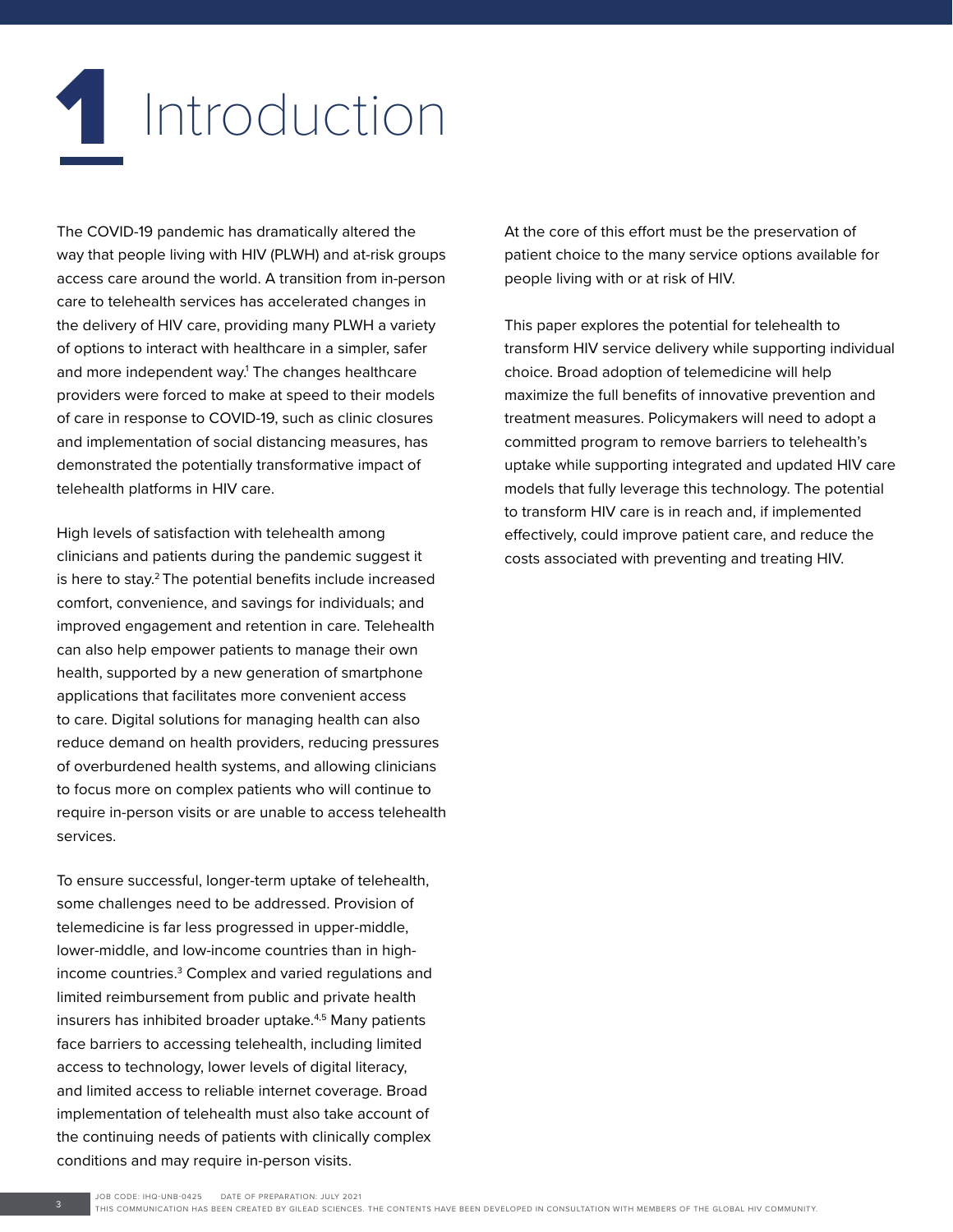# 1 Introduction

The COVID-19 pandemic has dramatically altered the way that people living with HIV (PLWH) and at-risk groups access care around the world. A transition from in-person care to telehealth services has accelerated changes in the delivery of HIV care, providing many PLWH a variety of options to interact with healthcare in a simpler, safer and more independent way.[1] The changes healthcare providers were forced to make at speed to their models of care in response to COVID-19, such as clinic closures and implementation of social distancing measures, has demonstrated the potentially transformative impact of telehealth platforms in HIV care.

High levels of satisfaction with telehealth among clinicians and patients during the pandemic suggest it is here to stay.[2] The potential benefits include increased comfort, convenience, and savings for individuals; and improved engagement and retention in care. Telehealth can also help empower patients to manage their own health, supported by a new generation of smartphone applications that facilitates more convenient access to care. Digital solutions for managing health can also reduce demand on health providers, reducing pressures of overburdened health systems, and allowing clinicians to focus more on complex patients who will continue to require in-person visits or are unable to access telehealth services.

To ensure successful, longer-term uptake of telehealth, some challenges need to be addressed. Provision of telemedicine is far less progressed in upper-middle, lower-middle, and low-income countries than in high-income countries.[3] Complex and varied regulations and limited reimbursement from public and private health insurers has inhibited broader uptake.[4,5] Many patients face barriers to accessing telehealth, including limited access to technology, lower levels of digital literacy, and limited access to reliable internet coverage. Broad implementation of telehealth must also take account of the continuing needs of patients with clinically complex conditions and may require in-person visits.

At the core of this effort must be the preservation of patient choice to the many service options available for people living with or at risk of HIV.

This paper explores the potential for telehealth to transform HIV service delivery while supporting individual choice. Broad adoption of telemedicine will help maximize the full benefits of innovative prevention and treatment measures. Policymakers will need to adopt a committed program to remove barriers to telehealth's uptake while supporting integrated and updated HIV care models that fully leverage this technology. The potential to transform HIV care is in reach and, if implemented effectively, could improve patient care, and reduce the costs associated with preventing and treating HIV.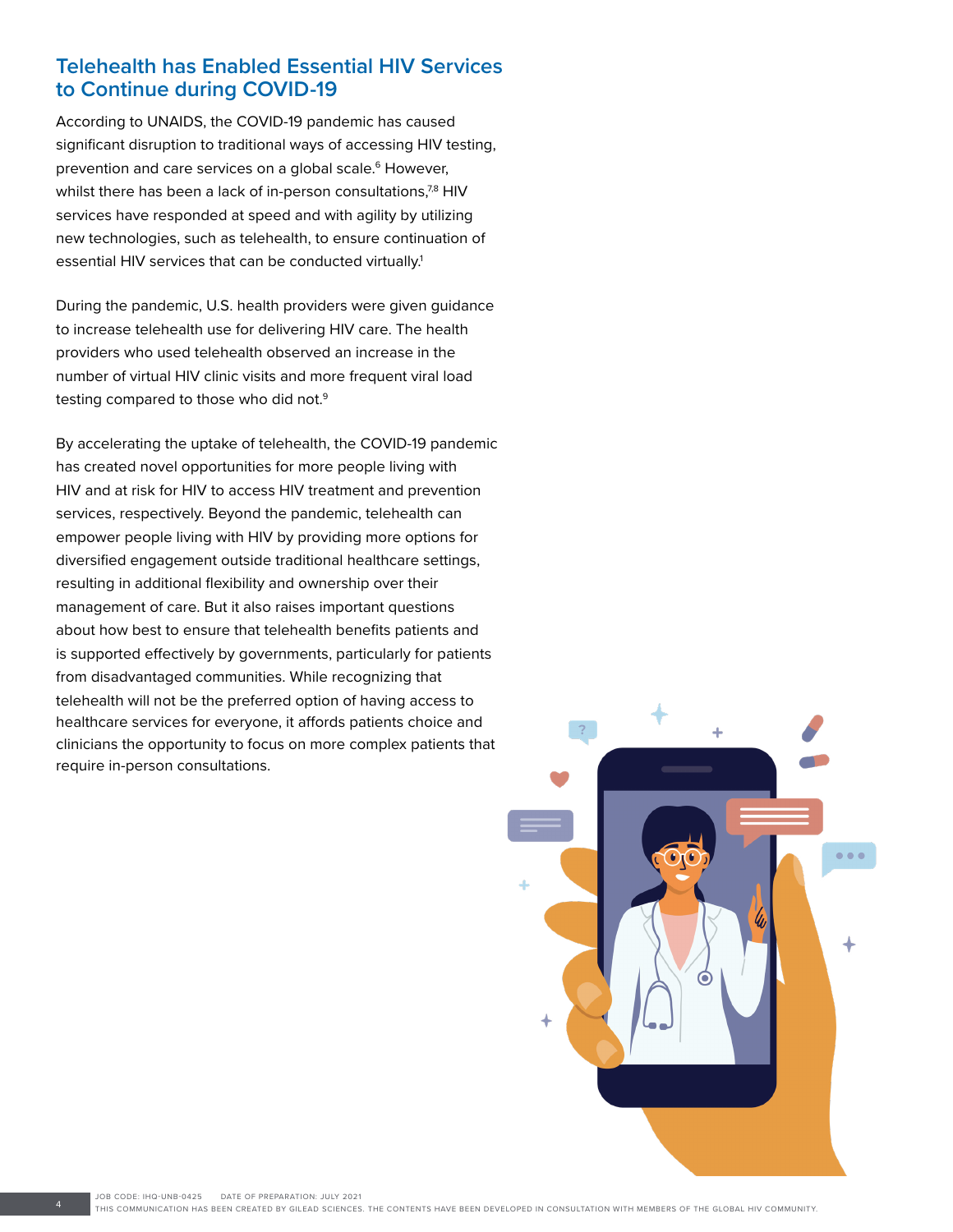## Telehealth has Enabled Essential HIV Services to Continue during COVID-19

According to UNAIDS, the COVID-19 pandemic has caused significant disruption to traditional ways of accessing HIV testing, prevention and care services on a global scale.[6] However, whilst there has been a lack of in-person consultations,[7,8] HIV services have responded at speed and with agility by utilizing new technologies, such as telehealth, to ensure continuation of essential HIV services that can be conducted virtually.[1]

During the pandemic, U.S. health providers were given guidance to increase telehealth use for delivering HIV care. The health providers who used telehealth observed an increase in the number of virtual HIV clinic visits and more frequent viral load testing compared to those who did not.[9]

By accelerating the uptake of telehealth, the COVID-19 pandemic has created novel opportunities for more people living with HIV and at risk for HIV to access HIV treatment and prevention services, respectively. Beyond the pandemic, telehealth can empower people living with HIV by providing more options for diversified engagement outside traditional healthcare settings, resulting in additional flexibility and ownership over their management of care. But it also raises important questions about how best to ensure that telehealth benefits patients and is supported effectively by governments, particularly for patients from disadvantaged communities. While recognizing that telehealth will not be the preferred option of having access to healthcare services for everyone, it affords patients choice and clinicians the opportunity to focus on more complex patients that require in-person consultations.

JOB CODE: IHQ-UNB-0425 DATE OF PREPARATION: JULY 2021
THIS COMMUNICATION HAS BEEN CREATED BY GILEAD SCIENCES. THE CONTENTS HAVE BEEN DEVELOPED IN CONSULTATION WITH MEMBERS OF THE GLOBAL HIV COMMUNITY.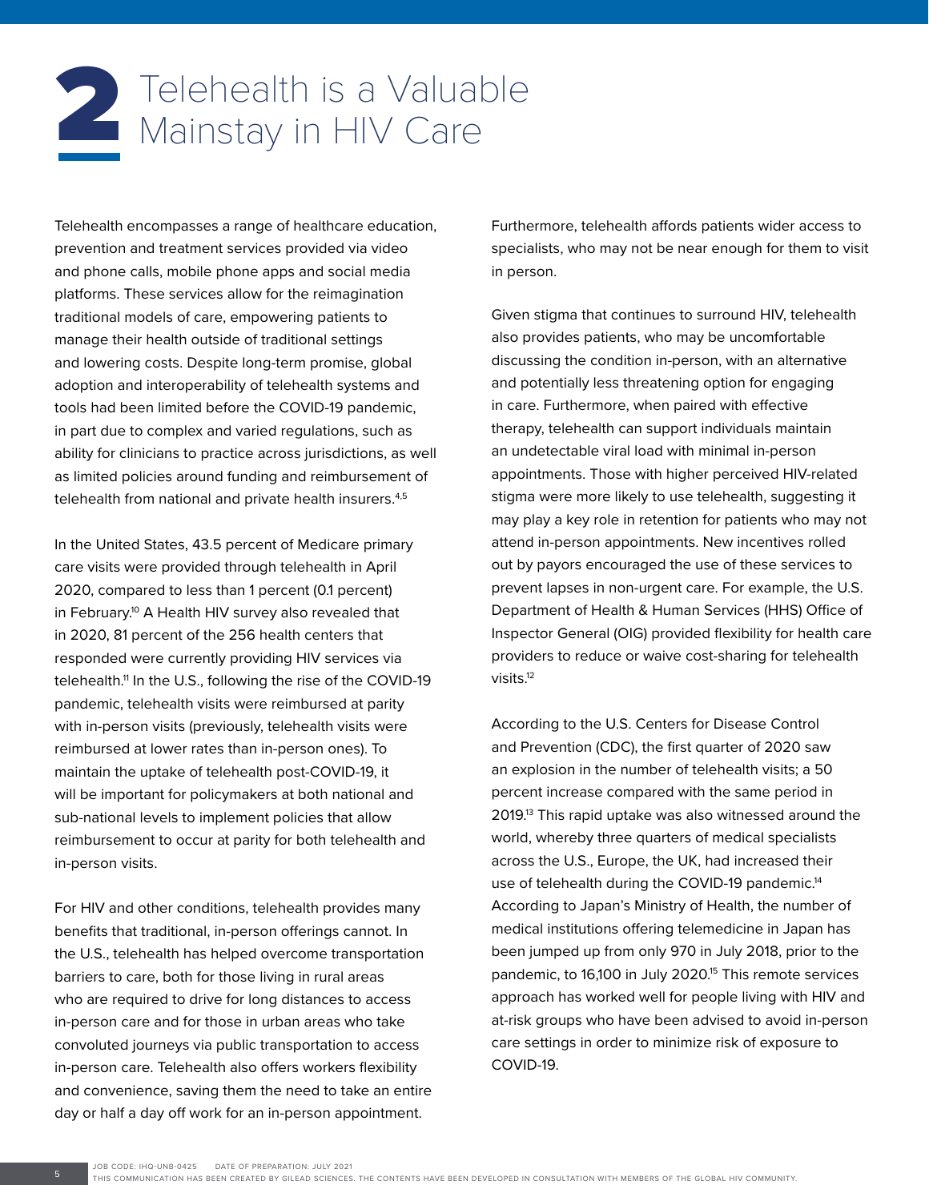# 2 Telehealth is a Valuable Mainstay in HIV Care

Telehealth encompasses a range of healthcare education, prevention and treatment services provided via video and phone calls, mobile phone apps and social media platforms. These services allow for the reimagination traditional models of care, empowering patients to manage their health outside of traditional settings and lowering costs. Despite long-term promise, global adoption and interoperability of telehealth systems and tools had been limited before the COVID-19 pandemic, in part due to complex and varied regulations, such as ability for clinicians to practice across jurisdictions, as well as limited policies around funding and reimbursement of telehealth from national and private health insurers.[4,5]

In the United States, 43.5 percent of Medicare primary care visits were provided through telehealth in April 2020, compared to less than 1 percent (0.1 percent) in February.[10] A Health HIV survey also revealed that in 2020, 81 percent of the 256 health centers that responded were currently providing HIV services via telehealth.[11] In the U.S., following the rise of the COVID-19 pandemic, telehealth visits were reimbursed at parity with in-person visits (previously, telehealth visits were reimbursed at lower rates than in-person ones). To maintain the uptake of telehealth post-COVID-19, it will be important for policymakers at both national and sub-national levels to implement policies that allow reimbursement to occur at parity for both telehealth and in-person visits.

For HIV and other conditions, telehealth provides many benefits that traditional, in-person offerings cannot. In the U.S., telehealth has helped overcome transportation barriers to care, both for those living in rural areas who are required to drive for long distances to access in-person care and for those in urban areas who take convoluted journeys via public transportation to access in-person care. Telehealth also offers workers flexibility and convenience, saving them the need to take an entire day or half a day off work for an in-person appointment.

Furthermore, telehealth affords patients wider access to specialists, who may not be near enough for them to visit in person.

Given stigma that continues to surround HIV, telehealth also provides patients, who may be uncomfortable discussing the condition in-person, with an alternative and potentially less threatening option for engaging in care. Furthermore, when paired with effective therapy, telehealth can support individuals maintain an undetectable viral load with minimal in-person appointments. Those with higher perceived HIV-related stigma were more likely to use telehealth, suggesting it may play a key role in retention for patients who may not attend in-person appointments. New incentives rolled out by payors encouraged the use of these services to prevent lapses in non-urgent care. For example, the U.S. Department of Health & Human Services (HHS) Office of Inspector General (OIG) provided flexibility for health care providers to reduce or waive cost-sharing for telehealth visits.[12]

According to the U.S. Centers for Disease Control and Prevention (CDC), the first quarter of 2020 saw an explosion in the number of telehealth visits; a 50 percent increase compared with the same period in 2019.[13] This rapid uptake was also witnessed around the world, whereby three quarters of medical specialists across the U.S., Europe, the UK, had increased their use of telehealth during the COVID-19 pandemic.[14] According to Japan's Ministry of Health, the number of medical institutions offering telemedicine in Japan has been jumped up from only 970 in July 2018, prior to the pandemic, to 16,100 in July 2020.[15] This remote services approach has worked well for people living with HIV and at-risk groups who have been advised to avoid in-person care settings in order to minimize risk of exposure to COVID-19.

JOB CODE: IHQ-UNB-0425 DATE OF PREPARATION: JULY 2021
THIS COMMUNICATION HAS BEEN CREATED BY GILEAD SCIENCES. THE CONTENTS HAVE BEEN DEVELOPED IN CONSULTATION WITH MEMBERS OF THE GLOBAL HIV COMMUNITY.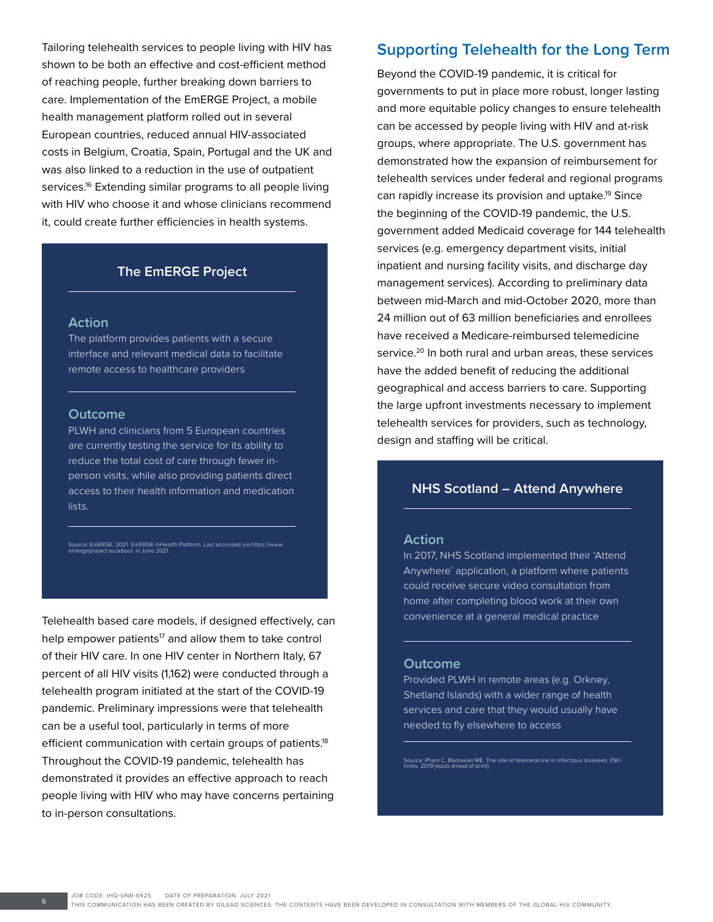Tailoring telehealth services to people living with HIV has shown to be both an effective and cost-efficient method of reaching people, further breaking down barriers to care. Implementation of the EmERGE Project, a mobile health management platform rolled out in several European countries, reduced annual HIV-associated costs in Belgium, Croatia, Spain, Portugal and the UK and was also linked to a reduction in the use of outpatient services.[16] Extending similar programs to all people living with HIV who choose it and whose clinicians recommend it, could create further efficiencies in health systems.

### The EmERGE Project

#### Action

The platform provides patients with a secure interface and relevant medical data to facilitate remote access to healthcare providers

#### Outcome

PLWH and clinicians from 5 European countries are currently testing the service for its ability to reduce the total cost of care through fewer in-person visits, while also providing patients direct access to their health information and medication lists.

Source: EmERGE. 2021. EmERGE mHealth Platform. Last accessed via https://www.emergeproject.eu/about in June 2021.

Telehealth based care models, if designed effectively, can help empower patients[17] and allow them to take control of their HIV care. In one HIV center in Northern Italy, 67 percent of all HIV visits (1,162) were conducted through a telehealth program initiated at the start of the COVID-19 pandemic. Preliminary impressions were that telehealth can be a useful tool, particularly in terms of more efficient communication with certain groups of patients.[18] Throughout the COVID-19 pandemic, telehealth has demonstrated it provides an effective approach to reach people living with HIV who may have concerns pertaining to in-person consultations.

## Supporting Telehealth for the Long Term

Beyond the COVID-19 pandemic, it is critical for governments to put in place more robust, longer lasting and more equitable policy changes to ensure telehealth can be accessed by people living with HIV and at-risk groups, where appropriate. The U.S. government has demonstrated how the expansion of reimbursement for telehealth services under federal and regional programs can rapidly increase its provision and uptake.[19] Since the beginning of the COVID-19 pandemic, the U.S. government added Medicaid coverage for 144 telehealth services (e.g. emergency department visits, initial inpatient and nursing facility visits, and discharge day management services). According to preliminary data between mid-March and mid-October 2020, more than 24 million out of 63 million beneficiaries and enrollees have received a Medicare-reimbursed telemedicine service.[20] In both rural and urban areas, these services have the added benefit of reducing the additional geographical and access barriers to care. Supporting the large upfront investments necessary to implement telehealth services for providers, such as technology, design and staffing will be critical.

### NHS Scotland – Attend Anywhere

#### Action

In 2017, NHS Scotland implemented their 'Attend Anywhere' application, a platform where patients could receive secure video consultation from home after completing blood work at their own convenience at a general medical practice

#### Outcome

Provided PLWH in remote areas (e.g. Orkney, Shetland Islands) with a wider range of health services and care that they would usually have needed to fly elsewhere to access

Source: Pham C, Badowski ME. The role of telemedicine in infectious diseases. EMJ Innov. 2019 [epub ahead of print].

JOB CODE: IHQ-UNB-0425 DATE OF PREPARATION: JULY 2021
THIS COMMUNICATION HAS BEEN CREATED BY GILEAD SCIENCES. THE CONTENTS HAVE BEEN DEVELOPED IN CONSULTATION WITH MEMBERS OF THE GLOBAL HIV COMMUNITY.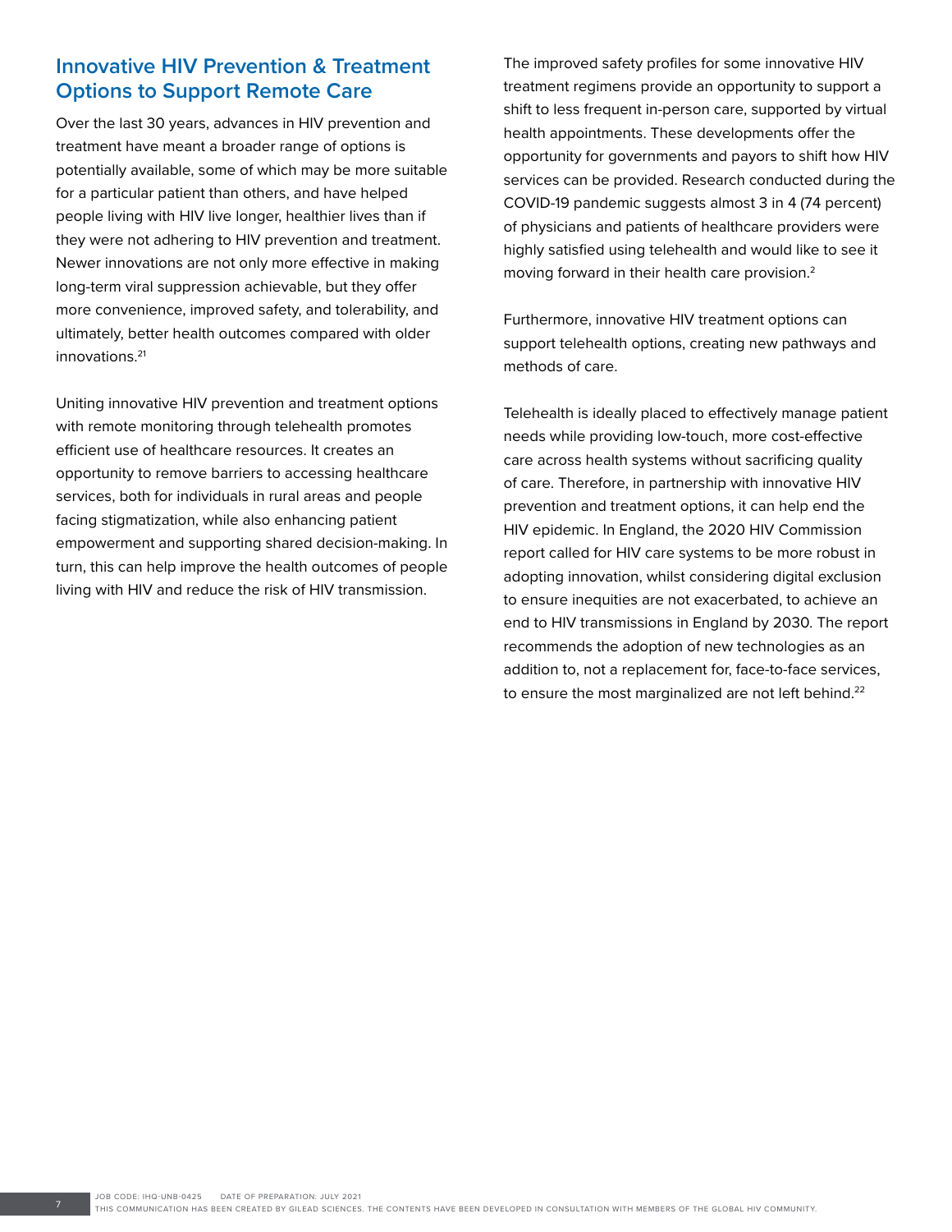## Innovative HIV Prevention & Treatment Options to Support Remote Care

Over the last 30 years, advances in HIV prevention and treatment have meant a broader range of options is potentially available, some of which may be more suitable for a particular patient than others, and have helped people living with HIV live longer, healthier lives than if they were not adhering to HIV prevention and treatment. Newer innovations are not only more effective in making long-term viral suppression achievable, but they offer more convenience, improved safety, and tolerability, and ultimately, better health outcomes compared with older innovations.[21]

Uniting innovative HIV prevention and treatment options with remote monitoring through telehealth promotes efficient use of healthcare resources. It creates an opportunity to remove barriers to accessing healthcare services, both for individuals in rural areas and people facing stigmatization, while also enhancing patient empowerment and supporting shared decision-making. In turn, this can help improve the health outcomes of people living with HIV and reduce the risk of HIV transmission.

The improved safety profiles for some innovative HIV treatment regimens provide an opportunity to support a shift to less frequent in-person care, supported by virtual health appointments. These developments offer the opportunity for governments and payors to shift how HIV services can be provided. Research conducted during the COVID-19 pandemic suggests almost 3 in 4 (74 percent) of physicians and patients of healthcare providers were highly satisfied using telehealth and would like to see it moving forward in their health care provision.[2]

Furthermore, innovative HIV treatment options can support telehealth options, creating new pathways and methods of care.

Telehealth is ideally placed to effectively manage patient needs while providing low-touch, more cost-effective care across health systems without sacrificing quality of care. Therefore, in partnership with innovative HIV prevention and treatment options, it can help end the HIV epidemic. In England, the 2020 HIV Commission report called for HIV care systems to be more robust in adopting innovation, whilst considering digital exclusion to ensure inequities are not exacerbated, to achieve an end to HIV transmissions in England by 2030. The report recommends the adoption of new technologies as an addition to, not a replacement for, face-to-face services, to ensure the most marginalized are not left behind.[22]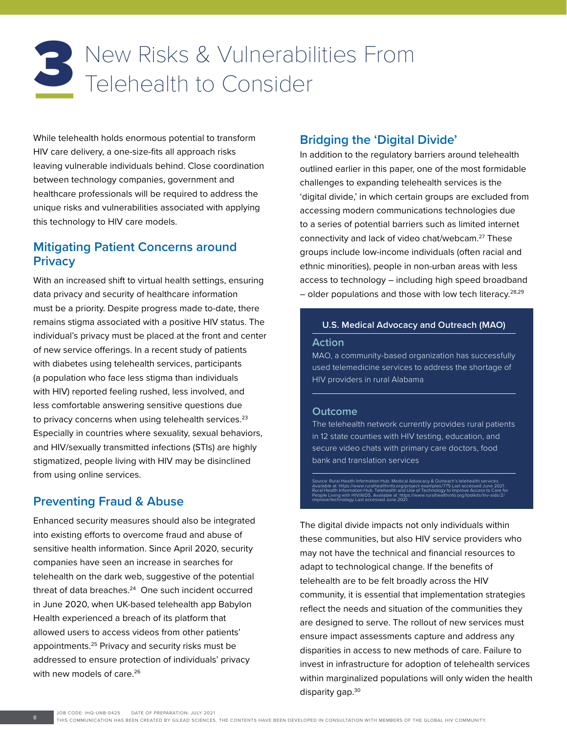# 3 New Risks & Vulnerabilities From Telehealth to Consider

While telehealth holds enormous potential to transform HIV care delivery, a one-size-fits all approach risks leaving vulnerable individuals behind. Close coordination between technology companies, government and healthcare professionals will be required to address the unique risks and vulnerabilities associated with applying this technology to HIV care models.

## Mitigating Patient Concerns around Privacy

With an increased shift to virtual health settings, ensuring data privacy and security of healthcare information must be a priority. Despite progress made to-date, there remains stigma associated with a positive HIV status. The individual's privacy must be placed at the front and center of new service offerings. In a recent study of patients with diabetes using telehealth services, participants (a population who face less stigma than individuals with HIV) reported feeling rushed, less involved, and less comfortable answering sensitive questions due to privacy concerns when using telehealth services.[23] Especially in countries where sexuality, sexual behaviors, and HIV/sexually transmitted infections (STIs) are highly stigmatized, people living with HIV may be disinclined from using online services.

## Preventing Fraud & Abuse

Enhanced security measures should also be integrated into existing efforts to overcome fraud and abuse of sensitive health information. Since April 2020, security companies have seen an increase in searches for telehealth on the dark web, suggestive of the potential threat of data breaches.[24] One such incident occurred in June 2020, when UK-based telehealth app Babylon Health experienced a breach of its platform that allowed users to access videos from other patients' appointments.[25] Privacy and security risks must be addressed to ensure protection of individuals' privacy with new models of care.[26]

## Bridging the 'Digital Divide'

In addition to the regulatory barriers around telehealth outlined earlier in this paper, one of the most formidable challenges to expanding telehealth services is the 'digital divide,' in which certain groups are excluded from accessing modern communications technologies due to a series of potential barriers such as limited internet connectivity and lack of video chat/webcam.[27] These groups include low-income individuals (often racial and ethnic minorities), people in non-urban areas with less access to technology – including high speed broadband – older populations and those with low tech literacy.[28,29]

**U.S. Medical Advocacy and Outreach (MAO)**

**Action**

MAO, a community-based organization has successfully used telemedicine services to address the shortage of HIV providers in rural Alabama

**Outcome**

The telehealth network currently provides rural patients in 12 state counties with HIV testing, education, and secure video chats with primary care doctors, food bank and translation services

Source: Rural Health Information Hub. Medical Advocacy & Outreach's telehealth services. Available at: https://www.ruralhealthinfo.org/project-examples/775 Last accessed June 2021. Rural Health Information Hub. Telehealth and Use of Technology to Improve Access to Care for People Living with HIV/AIDS. Available at: https://www.ruralhealthinfo.org/toolkits/hiv-aids/2/improve/technology Last accessed June 2021.

The digital divide impacts not only individuals within these communities, but also HIV service providers who may not have the technical and financial resources to adapt to technological change. If the benefits of telehealth are to be felt broadly across the HIV community, it is essential that implementation strategies reflect the needs and situation of the communities they are designed to serve. The rollout of new services must ensure impact assessments capture and address any disparities in access to new methods of care. Failure to invest in infrastructure for adoption of telehealth services within marginalized populations will only widen the health disparity gap.[30]

JOB CODE: IHQ-UNB-0425 DATE OF PREPARATION: JULY 2021
THIS COMMUNICATION HAS BEEN CREATED BY GILEAD SCIENCES. THE CONTENTS HAVE BEEN DEVELOPED IN CONSULTATION WITH MEMBERS OF THE GLOBAL HIV COMMUNITY.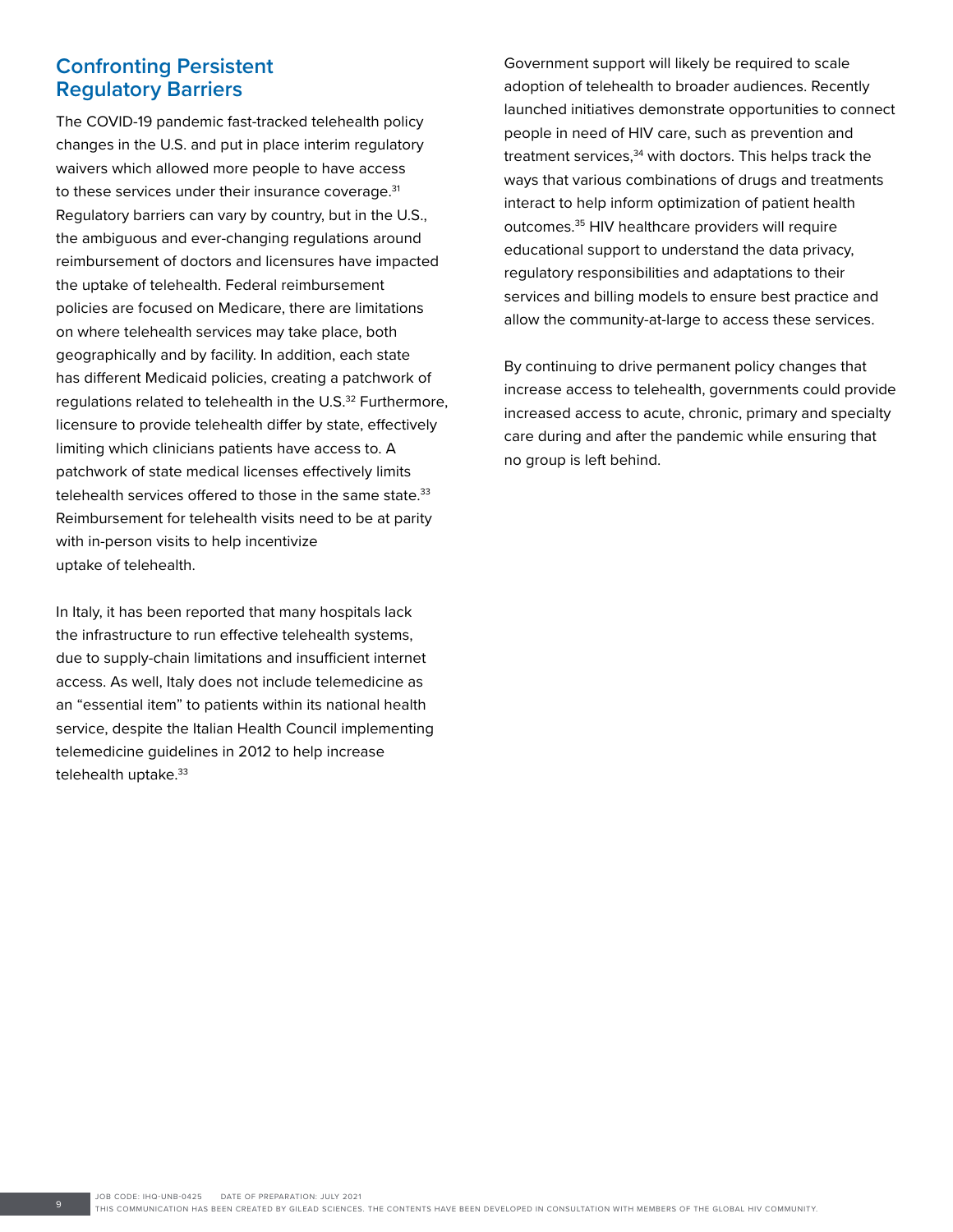## Confronting Persistent Regulatory Barriers

The COVID-19 pandemic fast-tracked telehealth policy changes in the U.S. and put in place interim regulatory waivers which allowed more people to have access to these services under their insurance coverage.[31] Regulatory barriers can vary by country, but in the U.S., the ambiguous and ever-changing regulations around reimbursement of doctors and licensures have impacted the uptake of telehealth. Federal reimbursement policies are focused on Medicare, there are limitations on where telehealth services may take place, both geographically and by facility. In addition, each state has different Medicaid policies, creating a patchwork of regulations related to telehealth in the U.S.[32] Furthermore, licensure to provide telehealth differ by state, effectively limiting which clinicians patients have access to. A patchwork of state medical licenses effectively limits telehealth services offered to those in the same state.[33] Reimbursement for telehealth visits need to be at parity with in-person visits to help incentivize uptake of telehealth.

In Italy, it has been reported that many hospitals lack the infrastructure to run effective telehealth systems, due to supply-chain limitations and insufficient internet access. As well, Italy does not include telemedicine as an "essential item" to patients within its national health service, despite the Italian Health Council implementing telemedicine guidelines in 2012 to help increase telehealth uptake.[33]

Government support will likely be required to scale adoption of telehealth to broader audiences. Recently launched initiatives demonstrate opportunities to connect people in need of HIV care, such as prevention and treatment services,[34] with doctors. This helps track the ways that various combinations of drugs and treatments interact to help inform optimization of patient health outcomes.[35] HIV healthcare providers will require educational support to understand the data privacy, regulatory responsibilities and adaptations to their services and billing models to ensure best practice and allow the community-at-large to access these services.

By continuing to drive permanent policy changes that increase access to telehealth, governments could provide increased access to acute, chronic, primary and specialty care during and after the pandemic while ensuring that no group is left behind.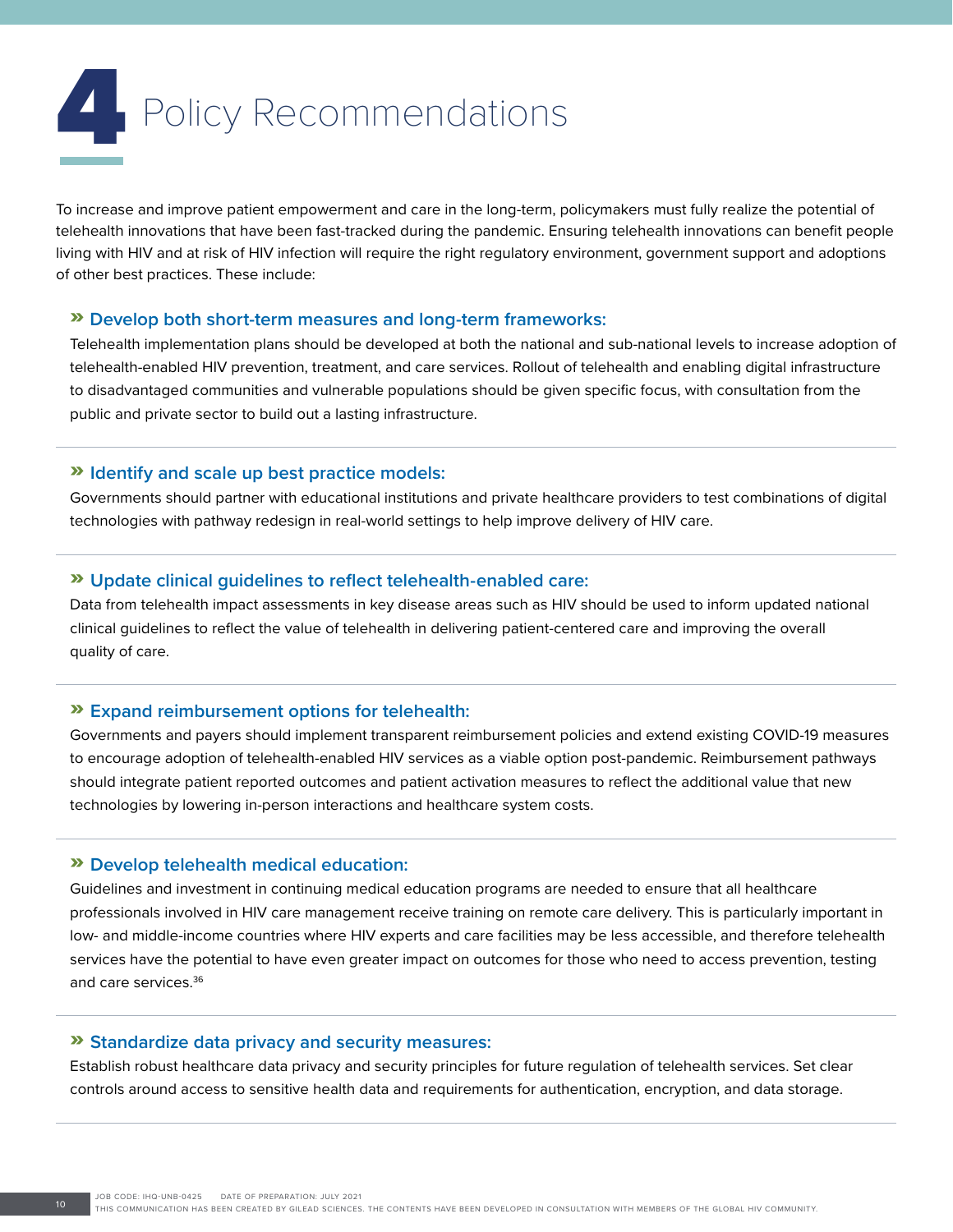# 4 Policy Recommendations

To increase and improve patient empowerment and care in the long-term, policymakers must fully realize the potential of telehealth innovations that have been fast-tracked during the pandemic. Ensuring telehealth innovations can benefit people living with HIV and at risk of HIV infection will require the right regulatory environment, government support and adoptions of other best practices. These include:

### » Develop both short-term measures and long-term frameworks:

Telehealth implementation plans should be developed at both the national and sub-national levels to increase adoption of telehealth-enabled HIV prevention, treatment, and care services. Rollout of telehealth and enabling digital infrastructure to disadvantaged communities and vulnerable populations should be given specific focus, with consultation from the public and private sector to build out a lasting infrastructure.

---

### » Identify and scale up best practice models:

Governments should partner with educational institutions and private healthcare providers to test combinations of digital technologies with pathway redesign in real-world settings to help improve delivery of HIV care.

---

### » Update clinical guidelines to reflect telehealth-enabled care:

Data from telehealth impact assessments in key disease areas such as HIV should be used to inform updated national clinical guidelines to reflect the value of telehealth in delivering patient-centered care and improving the overall quality of care.

---

### » Expand reimbursement options for telehealth:

Governments and payers should implement transparent reimbursement policies and extend existing COVID-19 measures to encourage adoption of telehealth-enabled HIV services as a viable option post-pandemic. Reimbursement pathways should integrate patient reported outcomes and patient activation measures to reflect the additional value that new technologies by lowering in-person interactions and healthcare system costs.

---

### » Develop telehealth medical education:

Guidelines and investment in continuing medical education programs are needed to ensure that all healthcare professionals involved in HIV care management receive training on remote care delivery. This is particularly important in low- and middle-income countries where HIV experts and care facilities may be less accessible, and therefore telehealth services have the potential to have even greater impact on outcomes for those who need to access prevention, testing and care services.[36]

---

### » Standardize data privacy and security measures:

Establish robust healthcare data privacy and security principles for future regulation of telehealth services. Set clear controls around access to sensitive health data and requirements for authentication, encryption, and data storage.

---

JOB CODE: IHQ-UNB-0425 DATE OF PREPARATION: JULY 2021
THIS COMMUNICATION HAS BEEN CREATED BY GILEAD SCIENCES. THE CONTENTS HAVE BEEN DEVELOPED IN CONSULTATION WITH MEMBERS OF THE GLOBAL HIV COMMUNITY.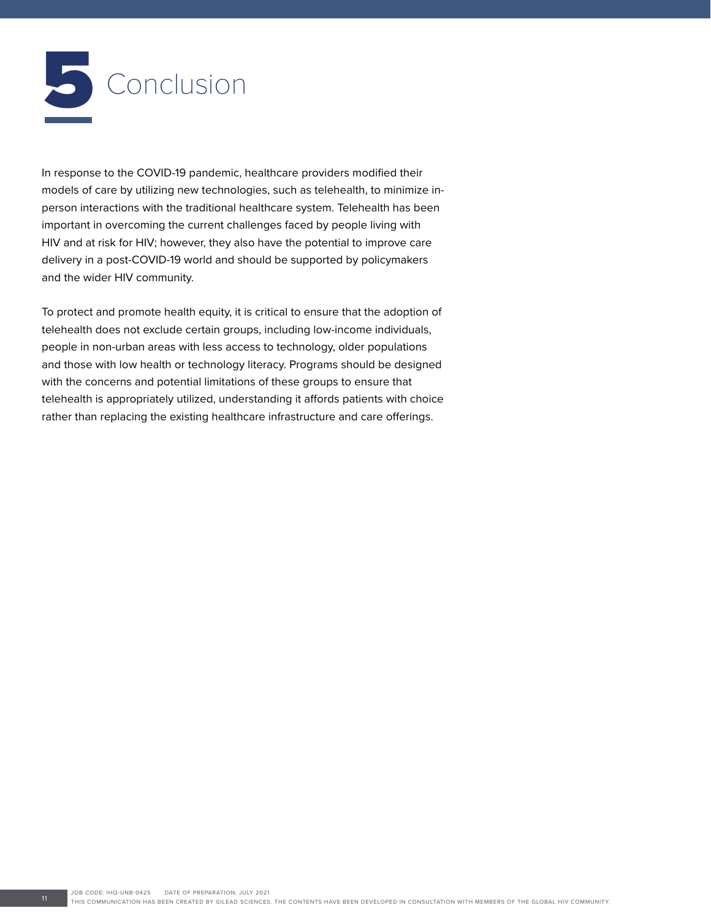# 5 Conclusion

In response to the COVID-19 pandemic, healthcare providers modified their models of care by utilizing new technologies, such as telehealth, to minimize in-person interactions with the traditional healthcare system. Telehealth has been important in overcoming the current challenges faced by people living with HIV and at risk for HIV; however, they also have the potential to improve care delivery in a post-COVID-19 world and should be supported by policymakers and the wider HIV community.

To protect and promote health equity, it is critical to ensure that the adoption of telehealth does not exclude certain groups, including low-income individuals, people in non-urban areas with less access to technology, older populations and those with low health or technology literacy. Programs should be designed with the concerns and potential limitations of these groups to ensure that telehealth is appropriately utilized, understanding it affords patients with choice rather than replacing the existing healthcare infrastructure and care offerings.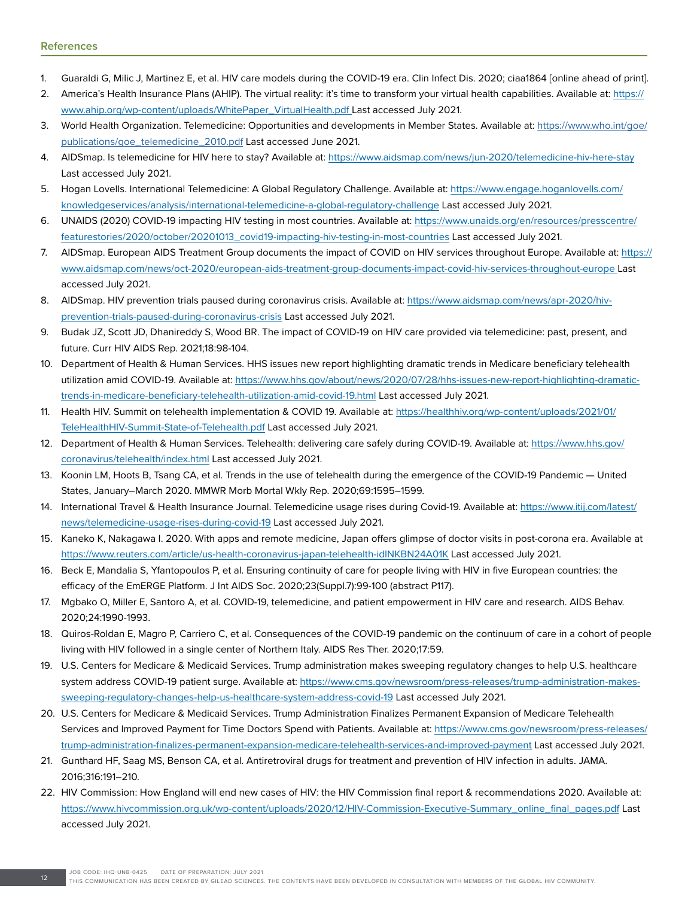## References

1. Guaraldi G, Milic J, Martinez E, et al. HIV care models during the COVID-19 era. Clin Infect Dis. 2020; ciaa1864 [online ahead of print].
2. America's Health Insurance Plans (AHIP). The virtual reality: it's time to transform your virtual health capabilities. Available at: https://www.ahip.org/wp-content/uploads/WhitePaper_VirtualHealth.pdf Last accessed July 2021.
3. World Health Organization. Telemedicine: Opportunities and developments in Member States. Available at: https://www.who.int/goe/publications/goe_telemedicine_2010.pdf Last accessed June 2021.
4. AIDSmap. Is telemedicine for HIV here to stay? Available at: https://www.aidsmap.com/news/jun-2020/telemedicine-hiv-here-stay Last accessed July 2021.
5. Hogan Lovells. International Telemedicine: A Global Regulatory Challenge. Available at: https://www.engage.hoganlovells.com/knowledgeservices/analysis/international-telemedicine-a-global-regulatory-challenge Last accessed July 2021.
6. UNAIDS (2020) COVID-19 impacting HIV testing in most countries. Available at: https://www.unaids.org/en/resources/presscentre/featurestories/2020/october/20201013_covid19-impacting-hiv-testing-in-most-countries Last accessed July 2021.
7. AIDSmap. European AIDS Treatment Group documents the impact of COVID on HIV services throughout Europe. Available at: https://www.aidsmap.com/news/oct-2020/european-aids-treatment-group-documents-impact-covid-hiv-services-throughout-europe Last accessed July 2021.
8. AIDSmap. HIV prevention trials paused during coronavirus crisis. Available at: https://www.aidsmap.com/news/apr-2020/hiv-prevention-trials-paused-during-coronavirus-crisis Last accessed July 2021.
9. Budak JZ, Scott JD, Dhanireddy S, Wood BR. The impact of COVID-19 on HIV care provided via telemedicine: past, present, and future. Curr HIV AIDS Rep. 2021;18:98-104.
10. Department of Health & Human Services. HHS issues new report highlighting dramatic trends in Medicare beneficiary telehealth utilization amid COVID-19. Available at: https://www.hhs.gov/about/news/2020/07/28/hhs-issues-new-report-highlighting-dramatic-trends-in-medicare-beneficiary-telehealth-utilization-amid-covid-19.html Last accessed July 2021.
11. Health HIV. Summit on telehealth implementation & COVID 19. Available at: https://healthhiv.org/wp-content/uploads/2021/01/TeleHealthHIV-Summit-State-of-Telehealth.pdf Last accessed July 2021.
12. Department of Health & Human Services. Telehealth: delivering care safely during COVID-19. Available at: https://www.hhs.gov/coronavirus/telehealth/index.html Last accessed July 2021.
13. Koonin LM, Hoots B, Tsang CA, et al. Trends in the use of telehealth during the emergence of the COVID-19 Pandemic — United States, January–March 2020. MMWR Morb Mortal Wkly Rep. 2020;69:1595–1599.
14. International Travel & Health Insurance Journal. Telemedicine usage rises during Covid-19. Available at: https://www.itij.com/latest/news/telemedicine-usage-rises-during-covid-19 Last accessed July 2021.
15. Kaneko K, Nakagawa I. 2020. With apps and remote medicine, Japan offers glimpse of doctor visits in post-corona era. Available at https://www.reuters.com/article/us-health-coronavirus-japan-telehealth-idINKBN24A01K Last accessed July 2021.
16. Beck E, Mandalia S, Yfantopoulos P, et al. Ensuring continuity of care for people living with HIV in five European countries: the efficacy of the EmERGE Platform. J Int AIDS Soc. 2020;23(Suppl.7):99-100 (abstract P117).
17. Mgbako O, Miller E, Santoro A, et al. COVID-19, telemedicine, and patient empowerment in HIV care and research. AIDS Behav. 2020;24:1990-1993.
18. Quiros-Roldan E, Magro P, Carriero C, et al. Consequences of the COVID-19 pandemic on the continuum of care in a cohort of people living with HIV followed in a single center of Northern Italy. AIDS Res Ther. 2020;17:59.
19. U.S. Centers for Medicare & Medicaid Services. Trump administration makes sweeping regulatory changes to help U.S. healthcare system address COVID-19 patient surge. Available at: https://www.cms.gov/newsroom/press-releases/trump-administration-makes-sweeping-regulatory-changes-help-us-healthcare-system-address-covid-19 Last accessed July 2021.
20. U.S. Centers for Medicare & Medicaid Services. Trump Administration Finalizes Permanent Expansion of Medicare Telehealth Services and Improved Payment for Time Doctors Spend with Patients. Available at: https://www.cms.gov/newsroom/press-releases/trump-administration-finalizes-permanent-expansion-medicare-telehealth-services-and-improved-payment Last accessed July 2021.
21. Gunthard HF, Saag MS, Benson CA, et al. Antiretroviral drugs for treatment and prevention of HIV infection in adults. JAMA. 2016;316:191–210.
22. HIV Commission: How England will end new cases of HIV: the HIV Commission final report & recommendations 2020. Available at: https://www.hivcommission.org.uk/wp-content/uploads/2020/12/HIV-Commission-Executive-Summary_online_final_pages.pdf Last accessed July 2021.

JOB CODE: IHQ-UNB-0425 DATE OF PREPARATION: JULY 2021
THIS COMMUNICATION HAS BEEN CREATED BY GILEAD SCIENCES. THE CONTENTS HAVE BEEN DEVELOPED IN CONSULTATION WITH MEMBERS OF THE GLOBAL HIV COMMUNITY.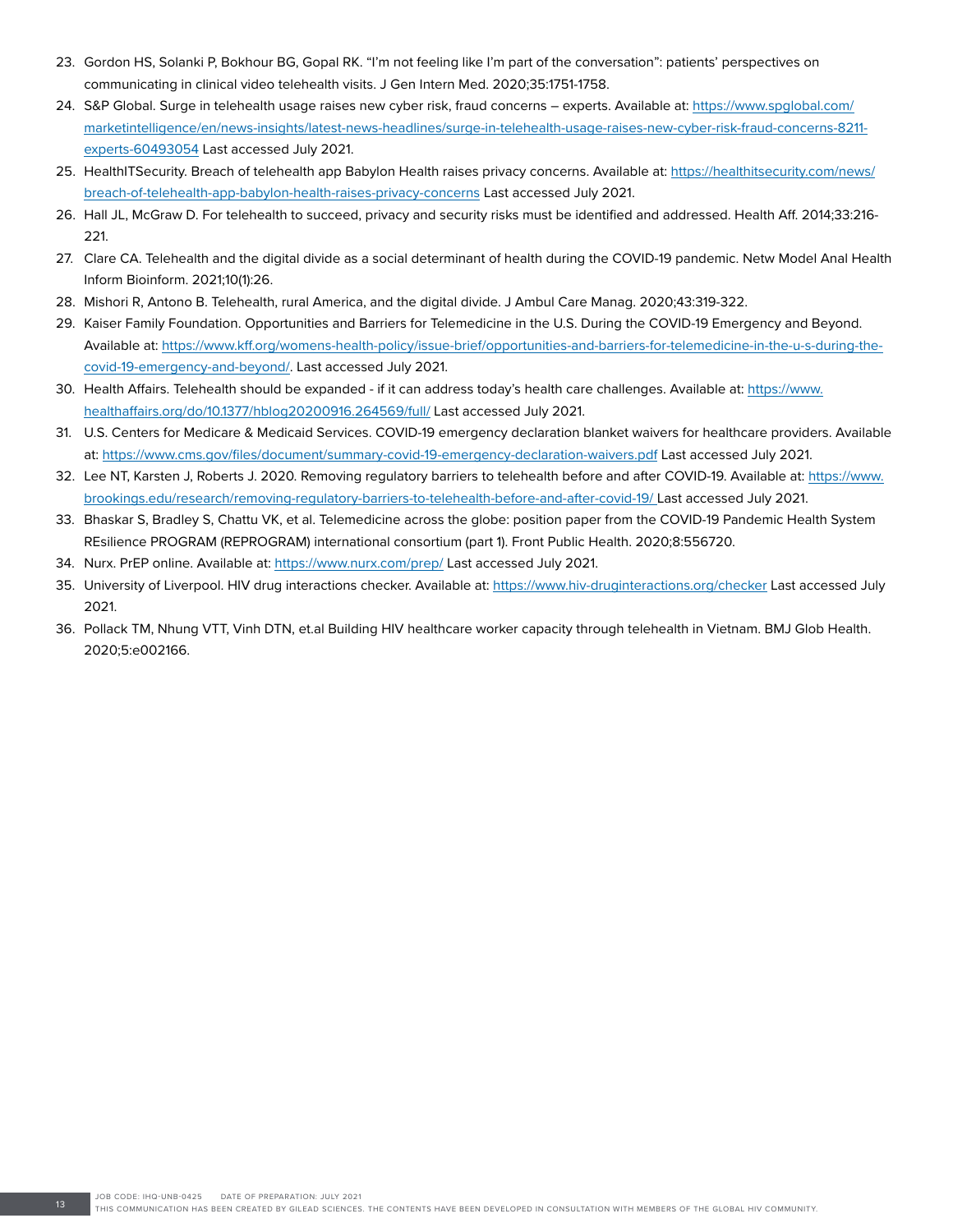23. Gordon HS, Solanki P, Bokhour BG, Gopal RK. "I'm not feeling like I'm part of the conversation": patients' perspectives on communicating in clinical video telehealth visits. J Gen Intern Med. 2020;35:1751-1758.
24. S&P Global. Surge in telehealth usage raises new cyber risk, fraud concerns – experts. Available at: https://www.spglobal.com/marketintelligence/en/news-insights/latest-news-headlines/surge-in-telehealth-usage-raises-new-cyber-risk-fraud-concerns-8211-experts-60493054 Last accessed July 2021.
25. HealthITSecurity. Breach of telehealth app Babylon Health raises privacy concerns. Available at: https://healthitsecurity.com/news/breach-of-telehealth-app-babylon-health-raises-privacy-concerns Last accessed July 2021.
26. Hall JL, McGraw D. For telehealth to succeed, privacy and security risks must be identified and addressed. Health Aff. 2014;33:216-221.
27. Clare CA. Telehealth and the digital divide as a social determinant of health during the COVID-19 pandemic. Netw Model Anal Health Inform Bioinform. 2021;10(1):26.
28. Mishori R, Antono B. Telehealth, rural America, and the digital divide. J Ambul Care Manag. 2020;43:319-322.
29. Kaiser Family Foundation. Opportunities and Barriers for Telemedicine in the U.S. During the COVID-19 Emergency and Beyond. Available at: https://www.kff.org/womens-health-policy/issue-brief/opportunities-and-barriers-for-telemedicine-in-the-u-s-during-the-covid-19-emergency-and-beyond/. Last accessed July 2021.
30. Health Affairs. Telehealth should be expanded - if it can address today's health care challenges. Available at: https://www.healthaffairs.org/do/10.1377/hblog20200916.264569/full/ Last accessed July 2021.
31. U.S. Centers for Medicare & Medicaid Services. COVID-19 emergency declaration blanket waivers for healthcare providers. Available at: https://www.cms.gov/files/document/summary-covid-19-emergency-declaration-waivers.pdf Last accessed July 2021.
32. Lee NT, Karsten J, Roberts J. 2020. Removing regulatory barriers to telehealth before and after COVID-19. Available at: https://www.brookings.edu/research/removing-regulatory-barriers-to-telehealth-before-and-after-covid-19/ Last accessed July 2021.
33. Bhaskar S, Bradley S, Chattu VK, et al. Telemedicine across the globe: position paper from the COVID-19 Pandemic Health System REsilience PROGRAM (REPROGRAM) international consortium (part 1). Front Public Health. 2020;8:556720.
34. Nurx. PrEP online. Available at: https://www.nurx.com/prep/ Last accessed July 2021.
35. University of Liverpool. HIV drug interactions checker. Available at: https://www.hiv-druginteractions.org/checker Last accessed July 2021.
36. Pollack TM, Nhung VTT, Vinh DTN, et.al Building HIV healthcare worker capacity through telehealth in Vietnam. BMJ Glob Health. 2020;5:e002166.

JOB CODE: IHQ-UNB-0425 DATE OF PREPARATION: JULY 2021

THIS COMMUNICATION HAS BEEN CREATED BY GILEAD SCIENCES. THE CONTENTS HAVE BEEN DEVELOPED IN CONSULTATION WITH MEMBERS OF THE GLOBAL HIV COMMUNITY.